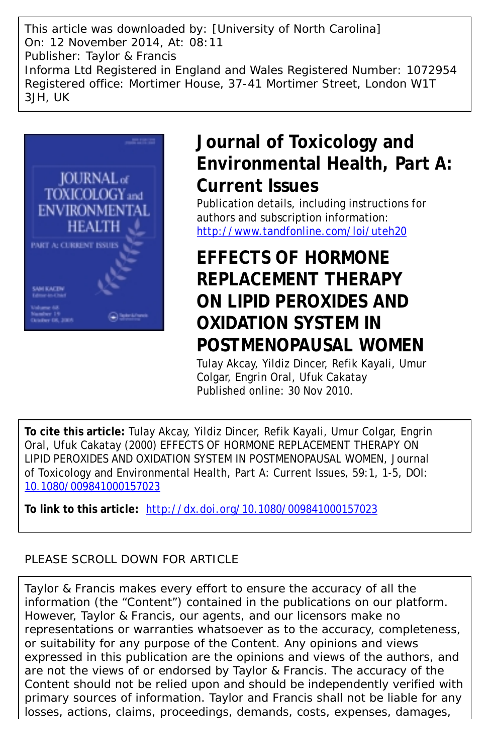This article was downloaded by: [University of North Carolina]
On: 12 November 2014, At: 08:11
Publisher: Taylor & Francis
Informa Ltd Registered in England and Wales Registered Number: 1072954
Registered office: Mortimer House, 37-41 Mortimer Street, London W1T 3JH, UK

# Journal of Toxicology and Environmental Health, Part A: Current Issues

Publication details, including instructions for authors and subscription information:
http://www.tandfonline.com/loi/uteh20

# EFFECTS OF HORMONE REPLACEMENT THERAPY ON LIPID PEROXIDES AND OXIDATION SYSTEM IN POSTMENOPAUSAL WOMEN

Tulay Akcay, Yildiz Dincer, Refik Kayali, Umur Colgar, Engrin Oral, Ufuk Cakatay

Published online: 30 Nov 2010.

**To cite this article:** Tulay Akcay, Yildiz Dincer, Refik Kayali, Umur Colgar, Engrin Oral, Ufuk Cakatay (2000) EFFECTS OF HORMONE REPLACEMENT THERAPY ON LIPID PEROXIDES AND OXIDATION SYSTEM IN POSTMENOPAUSAL WOMEN, Journal of Toxicology and Environmental Health, Part A: Current Issues, 59:1, 1-5, DOI: 10.1080/009841000157023

**To link to this article:** http://dx.doi.org/10.1080/009841000157023

PLEASE SCROLL DOWN FOR ARTICLE

Taylor & Francis makes every effort to ensure the accuracy of all the information (the "Content") contained in the publications on our platform. However, Taylor & Francis, our agents, and our licensors make no representations or warranties whatsoever as to the accuracy, completeness, or suitability for any purpose of the Content. Any opinions and views expressed in this publication are the opinions and views of the authors, and are not the views of or endorsed by Taylor & Francis. The accuracy of the Content should not be relied upon and should be independently verified with primary sources of information. Taylor and Francis shall not be liable for any losses, actions, claims, proceedings, demands, costs, expenses, damages,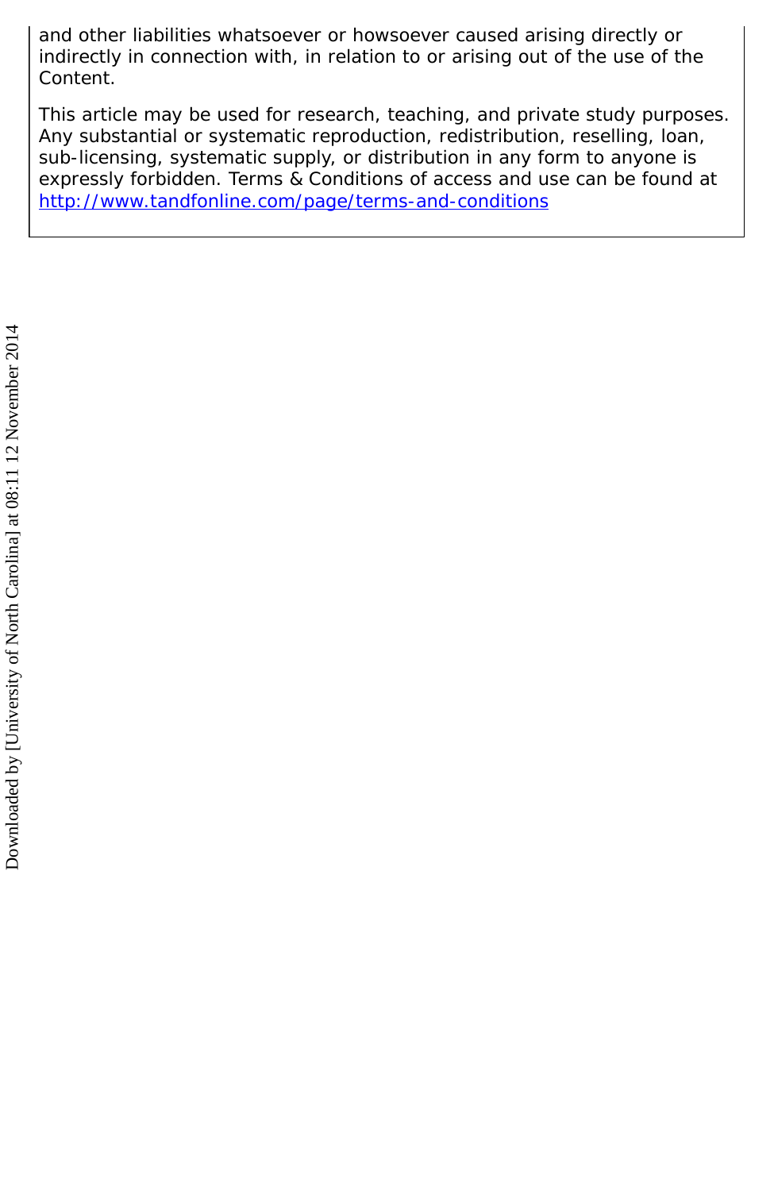and other liabilities whatsoever or howsoever caused arising directly or indirectly in connection with, in relation to or arising out of the use of the Content.

This article may be used for research, teaching, and private study purposes. Any substantial or systematic reproduction, redistribution, reselling, loan, sub-licensing, systematic supply, or distribution in any form to anyone is expressly forbidden. Terms & Conditions of access and use can be found at http://www.tandfonline.com/page/terms-and-conditions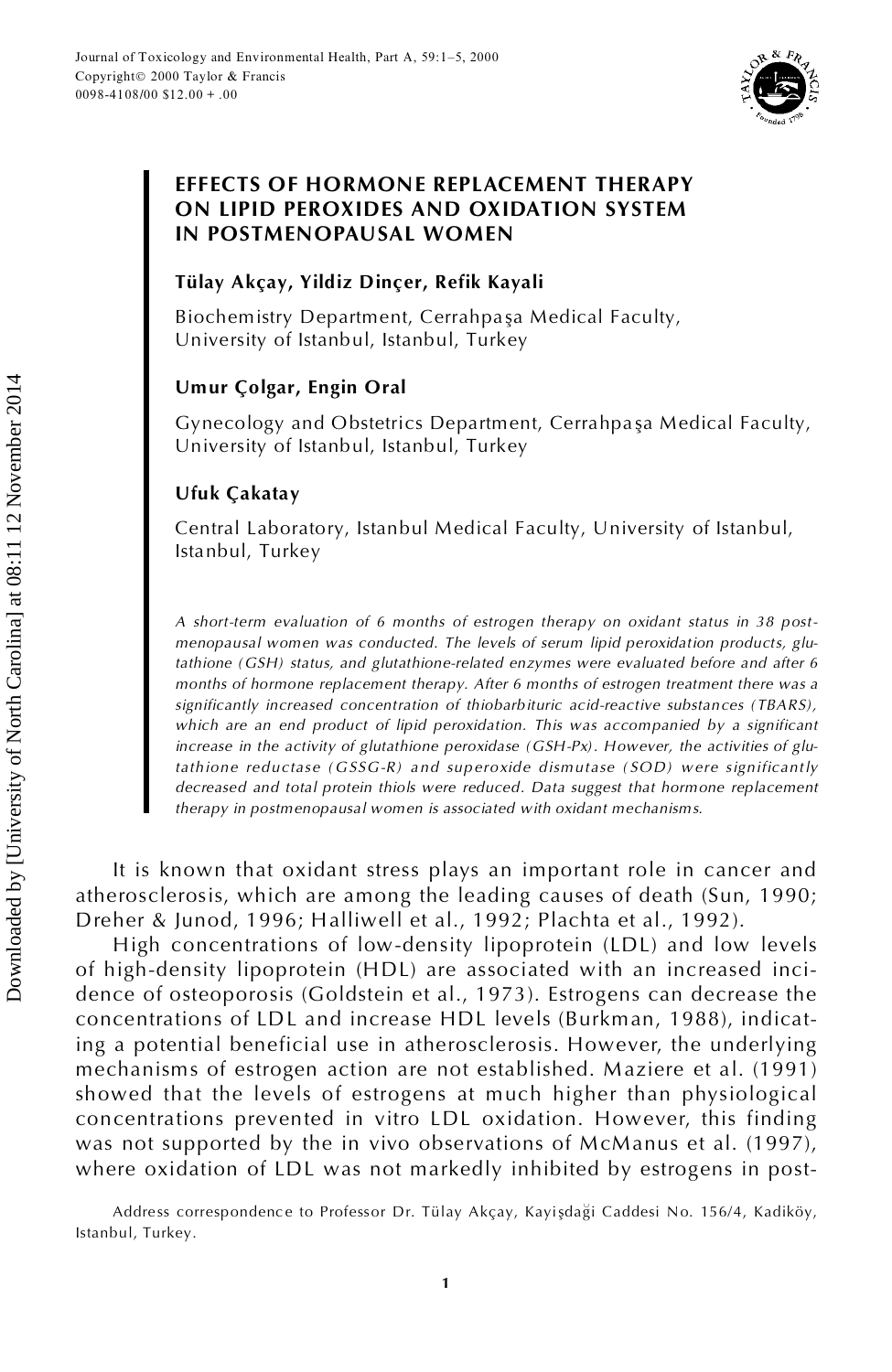# EFFECTS OF HORMONE REPLACEMENT THERAPY ON LIPID PEROXIDES AND OXIDATION SYSTEM IN POSTMENOPAUSAL WOMEN

**Tülay Akçay, Yildiz Dinçer, Refik Kayali**

Biochemistry Department, Cerrahpaşa Medical Faculty, University of Istanbul, Istanbul, Turkey

**Umur Çolgar, Engin Oral**

Gynecology and Obstetrics Department, Cerrahpaşa Medical Faculty, University of Istanbul, Istanbul, Turkey

**Ufuk Çakatay**

Central Laboratory, Istanbul Medical Faculty, University of Istanbul, Istanbul, Turkey

*A short-term evaluation of 6 months of estrogen therapy on oxidant status in 38 postmenopausal women was conducted. The levels of serum lipid peroxidation products, glutathione (GSH) status, and glutathione-related enzymes were evaluated before and after 6 months of hormone replacement therapy. After 6 months of estrogen treatment there was a significantly increased concentration of thiobarbituric acid-reactive substances (TBARS), which are an end product of lipid peroxidation. This was accompanied by a significant increase in the activity of glutathione peroxidase (GSH-Px). However, the activities of glutathione reductase (GSSG-R) and superoxide dismutase (SOD) were significantly decreased and total protein thiols were reduced. Data suggest that hormone replacement therapy in postmenopausal women is associated with oxidant mechanisms.*

It is known that oxidant stress plays an important role in cancer and atherosclerosis, which are among the leading causes of death (Sun, 1990; Dreher & Junod, 1996; Halliwell et al., 1992; Plachta et al., 1992).

High concentrations of low-density lipoprotein (LDL) and low levels of high-density lipoprotein (HDL) are associated with an increased incidence of osteoporosis (Goldstein et al., 1973). Estrogens can decrease the concentrations of LDL and increase HDL levels (Burkman, 1988), indicating a potential beneficial use in atherosclerosis. However, the underlying mechanisms of estrogen action are not established. Maziere et al. (1991) showed that the levels of estrogens at much higher than physiological concentrations prevented in vitro LDL oxidation. However, this finding was not supported by the in vivo observations of McManus et al. (1997), where oxidation of LDL was not markedly inhibited by estrogens in post-

Address correspondence to Professor Dr. Tülay Akçay, Kayişdaği Caddesi No. 156/4, Kadiköy, Istanbul, Turkey.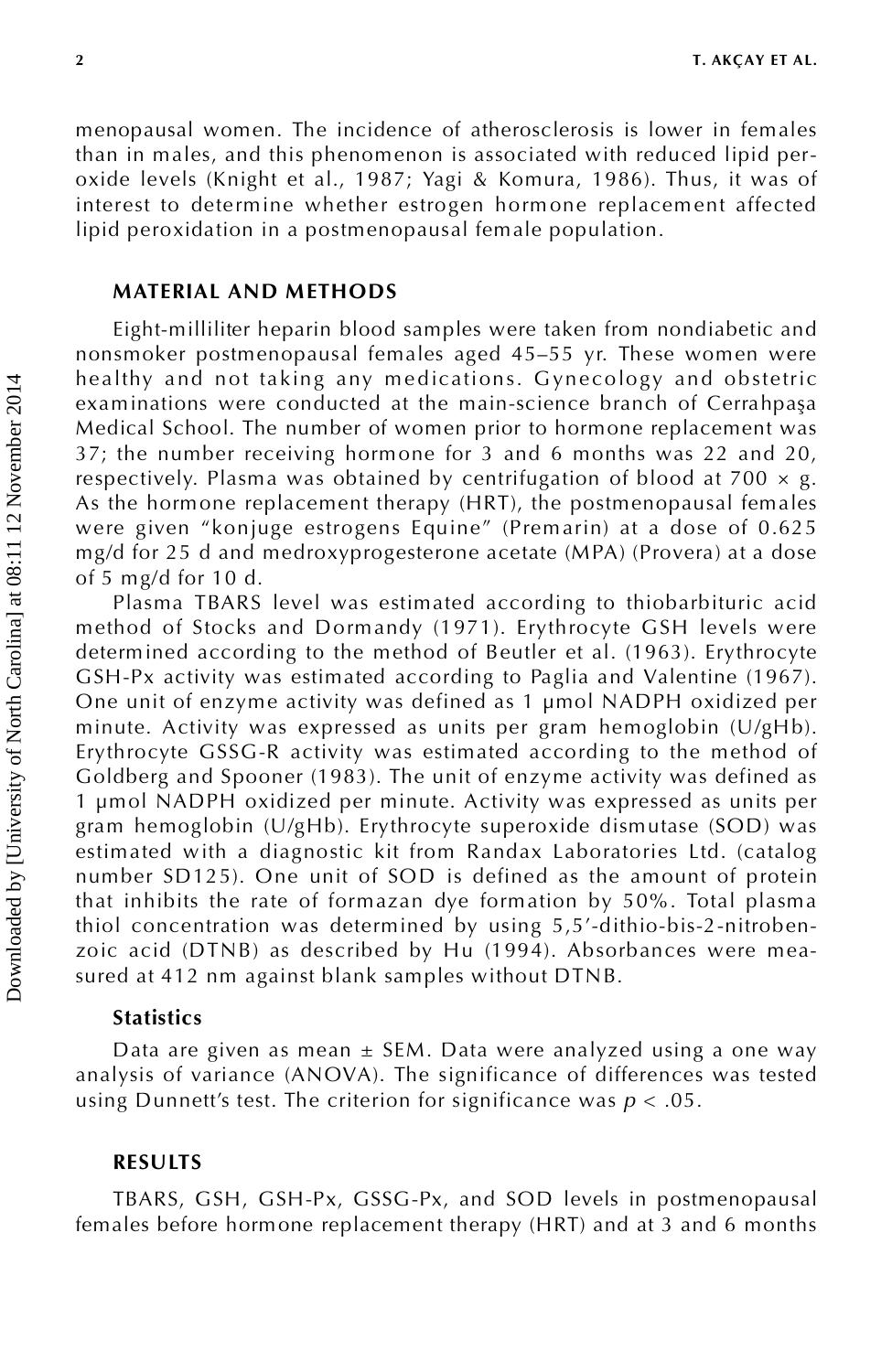menopausal women. The incidence of atherosclerosis is lower in females than in males, and this phenomenon is associated with reduced lipid peroxide levels (Knight et al., 1987; Yagi & Komura, 1986). Thus, it was of interest to determine whether estrogen hormone replacement affected lipid peroxidation in a postmenopausal female population.

## MATERIAL AND METHODS

Eight-milliliter heparin blood samples were taken from nondiabetic and nonsmoker postmenopausal females aged 45–55 yr. These women were healthy and not taking any medications. Gynecology and obstetric examinations were conducted at the main-science branch of Cerrahpaşa Medical School. The number of women prior to hormone replacement was 37; the number receiving hormone for 3 and 6 months was 22 and 20, respectively. Plasma was obtained by centrifugation of blood at 700 × g. As the hormone replacement therapy (HRT), the postmenopausal females were given "konjuge estrogens Equine" (Premarin) at a dose of 0.625 mg/d for 25 d and medroxyprogesterone acetate (MPA) (Provera) at a dose of 5 mg/d for 10 d.

Plasma TBARS level was estimated according to thiobarbituric acid method of Stocks and Dormandy (1971). Erythrocyte GSH levels were determined according to the method of Beutler et al. (1963). Erythrocyte GSH-Px activity was estimated according to Paglia and Valentine (1967). One unit of enzyme activity was defined as 1 μmol NADPH oxidized per minute. Activity was expressed as units per gram hemoglobin (U/gHb). Erythrocyte GSSG-R activity was estimated according to the method of Goldberg and Spooner (1983). The unit of enzyme activity was defined as 1 μmol NADPH oxidized per minute. Activity was expressed as units per gram hemoglobin (U/gHb). Erythrocyte superoxide dismutase (SOD) was estimated with a diagnostic kit from Randax Laboratories Ltd. (catalog number SD125). One unit of SOD is defined as the amount of protein that inhibits the rate of formazan dye formation by 50%. Total plasma thiol concentration was determined by using 5,5′-dithio-bis-2-nitrobenzoic acid (DTNB) as described by Hu (1994). Absorbances were measured at 412 nm against blank samples without DTNB.

### Statistics

Data are given as mean ± SEM. Data were analyzed using a one way analysis of variance (ANOVA). The significance of differences was tested using Dunnett's test. The criterion for significance was $p < .05$.

## RESULTS

TBARS, GSH, GSH-Px, GSSG-Px, and SOD levels in postmenopausal females before hormone replacement therapy (HRT) and at 3 and 6 months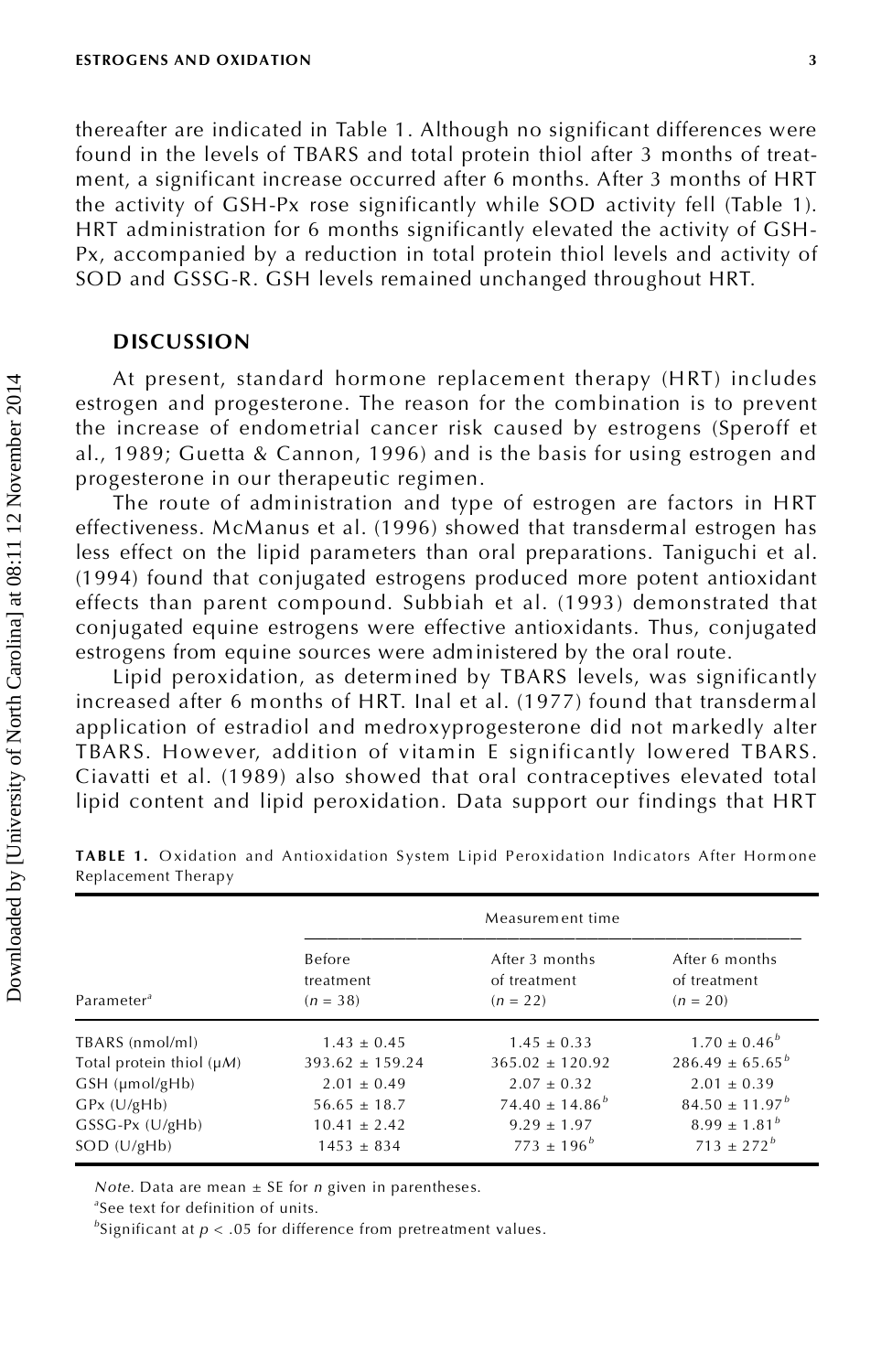thereafter are indicated in Table 1. Although no significant differences were found in the levels of TBARS and total protein thiol after 3 months of treatment, a significant increase occurred after 6 months. After 3 months of HRT the activity of GSH-Px rose significantly while SOD activity fell (Table 1). HRT administration for 6 months significantly elevated the activity of GSH-Px, accompanied by a reduction in total protein thiol levels and activity of SOD and GSSG-R. GSH levels remained unchanged throughout HRT.

## DISCUSSION

At present, standard hormone replacement therapy (HRT) includes estrogen and progesterone. The reason for the combination is to prevent the increase of endometrial cancer risk caused by estrogens (Speroff et al., 1989; Guetta & Cannon, 1996) and is the basis for using estrogen and progesterone in our therapeutic regimen.

The route of administration and type of estrogen are factors in HRT effectiveness. McManus et al. (1996) showed that transdermal estrogen has less effect on the lipid parameters than oral preparations. Taniguchi et al. (1994) found that conjugated estrogens produced more potent antioxidant effects than parent compound. Subbiah et al. (1993) demonstrated that conjugated equine estrogens were effective antioxidants. Thus, conjugated estrogens from equine sources were administered by the oral route.

Lipid peroxidation, as determined by TBARS levels, was significantly increased after 6 months of HRT. Inal et al. (1977) found that transdermal application of estradiol and medroxyprogesterone did not markedly alter TBARS. However, addition of vitamin E significantly lowered TBARS. Ciavatti et al. (1989) also showed that oral contraceptives elevated total lipid content and lipid peroxidation. Data support our findings that HRT

**TABLE 1.** Oxidation and Antioxidation System Lipid Peroxidation Indicators After Hormone Replacement Therapy

| Parameter[a] | Measurement time: Before treatment ($n$ = 38) | After 3 months of treatment ($n$ = 22) | After 6 months of treatment ($n$ = 20) |
|---|---|---|---|
| TBARS (nmol/ml) | 1.43 ± 0.45 | 1.45 ± 0.33 | 1.70 ± 0.46[b] |
| Total protein thiol (μ*M*) | 393.62 ± 159.24 | 365.02 ± 120.92 | 286.49 ± 65.65[b] |
| GSH (μmol/gHb) | 2.01 ± 0.49 | 2.07 ± 0.32 | 2.01 ± 0.39 |
| GPx (U/gHb) | 56.65 ± 18.7 | 74.40 ± 14.86[b] | 84.50 ± 11.97[b] |
| GSSG-Px (U/gHb) | 10.41 ± 2.42 | 9.29 ± 1.97 | 8.99 ± 1.81[b] |
| SOD (U/gHb) | 1453 ± 834 | 773 ± 196[b] | 713 ± 272[b] |

*Note*. Data are mean ± SE for *n* given in parentheses.

[a]See text for definition of units.

[b]Significant at $p < .05$ for difference from pretreatment values.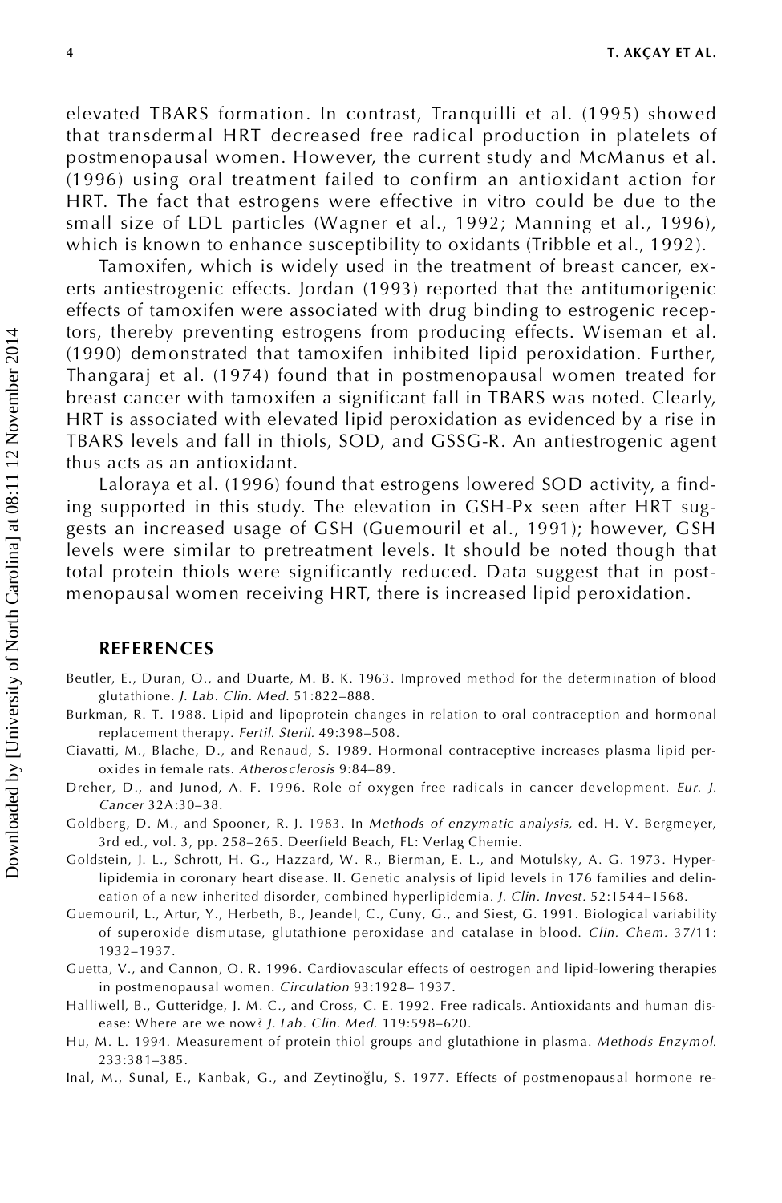elevated TBARS formation. In contrast, Tranquilli et al. (1995) showed that transdermal HRT decreased free radical production in platelets of postmenopausal women. However, the current study and McManus et al. (1996) using oral treatment failed to confirm an antioxidant action for HRT. The fact that estrogens were effective in vitro could be due to the small size of LDL particles (Wagner et al., 1992; Manning et al., 1996), which is known to enhance susceptibility to oxidants (Tribble et al., 1992).

Tamoxifen, which is widely used in the treatment of breast cancer, exerts antiestrogenic effects. Jordan (1993) reported that the antitumorigenic effects of tamoxifen were associated with drug binding to estrogenic receptors, thereby preventing estrogens from producing effects. Wiseman et al. (1990) demonstrated that tamoxifen inhibited lipid peroxidation. Further, Thangaraj et al. (1974) found that in postmenopausal women treated for breast cancer with tamoxifen a significant fall in TBARS was noted. Clearly, HRT is associated with elevated lipid peroxidation as evidenced by a rise in TBARS levels and fall in thiols, SOD, and GSSG-R. An antiestrogenic agent thus acts as an antioxidant.

Laloraya et al. (1996) found that estrogens lowered SOD activity, a finding supported in this study. The elevation in GSH-Px seen after HRT suggests an increased usage of GSH (Guemouril et al., 1991); however, GSH levels were similar to pretreatment levels. It should be noted though that total protein thiols were significantly reduced. Data suggest that in postmenopausal women receiving HRT, there is increased lipid peroxidation.

## REFERENCES

Beutler, E., Duran, O., and Duarte, M. B. K. 1963. Improved method for the determination of blood glutathione. *J. Lab. Clin. Med.* 51:822–888.

Burkman, R. T. 1988. Lipid and lipoprotein changes in relation to oral contraception and hormonal replacement therapy. *Fertil. Steril.* 49:398–508.

Ciavatti, M., Blache, D., and Renaud, S. 1989. Hormonal contraceptive increases plasma lipid peroxides in female rats. *Atherosclerosis* 9:84–89.

Dreher, D., and Junod, A. F. 1996. Role of oxygen free radicals in cancer development. *Eur. J. Cancer* 32A:30–38.

Goldberg, D. M., and Spooner, R. J. 1983. In *Methods of enzymatic analysis,* ed. H. V. Bergmeyer, 3rd ed., vol. 3, pp. 258–265. Deerfield Beach, FL: Verlag Chemie.

Goldstein, J. L., Schrott, H. G., Hazzard, W. R., Bierman, E. L., and Motulsky, A. G. 1973. Hyperlipidemia in coronary heart disease. II. Genetic analysis of lipid levels in 176 families and delineation of a new inherited disorder, combined hyperlipidemia. *J. Clin. Invest.* 52:1544–1568.

Guemouril, L., Artur, Y., Herbeth, B., Jeandel, C., Cuny, G., and Siest, G. 1991. Biological variability of superoxide dismutase, glutathione peroxidase and catalase in blood. *Clin. Chem.* 37/11: 1932–1937.

Guetta, V., and Cannon, O. R. 1996. Cardiovascular effects of oestrogen and lipid-lowering therapies in postmenopausal women. *Circulation* 93:1928– 1937.

Halliwell, B., Gutteridge, J. M. C., and Cross, C. E. 1992. Free radicals. Antioxidants and human disease: Where are we now? *J. Lab. Clin. Med.* 119:598–620.

Hu, M. L. 1994. Measurement of protein thiol groups and glutathione in plasma. *Methods Enzymol.* 233:381–385.

Inal, M., Sunal, E., Kanbak, G., and Zeytinoğlu, S. 1977. Effects of postmenopausal hormone re-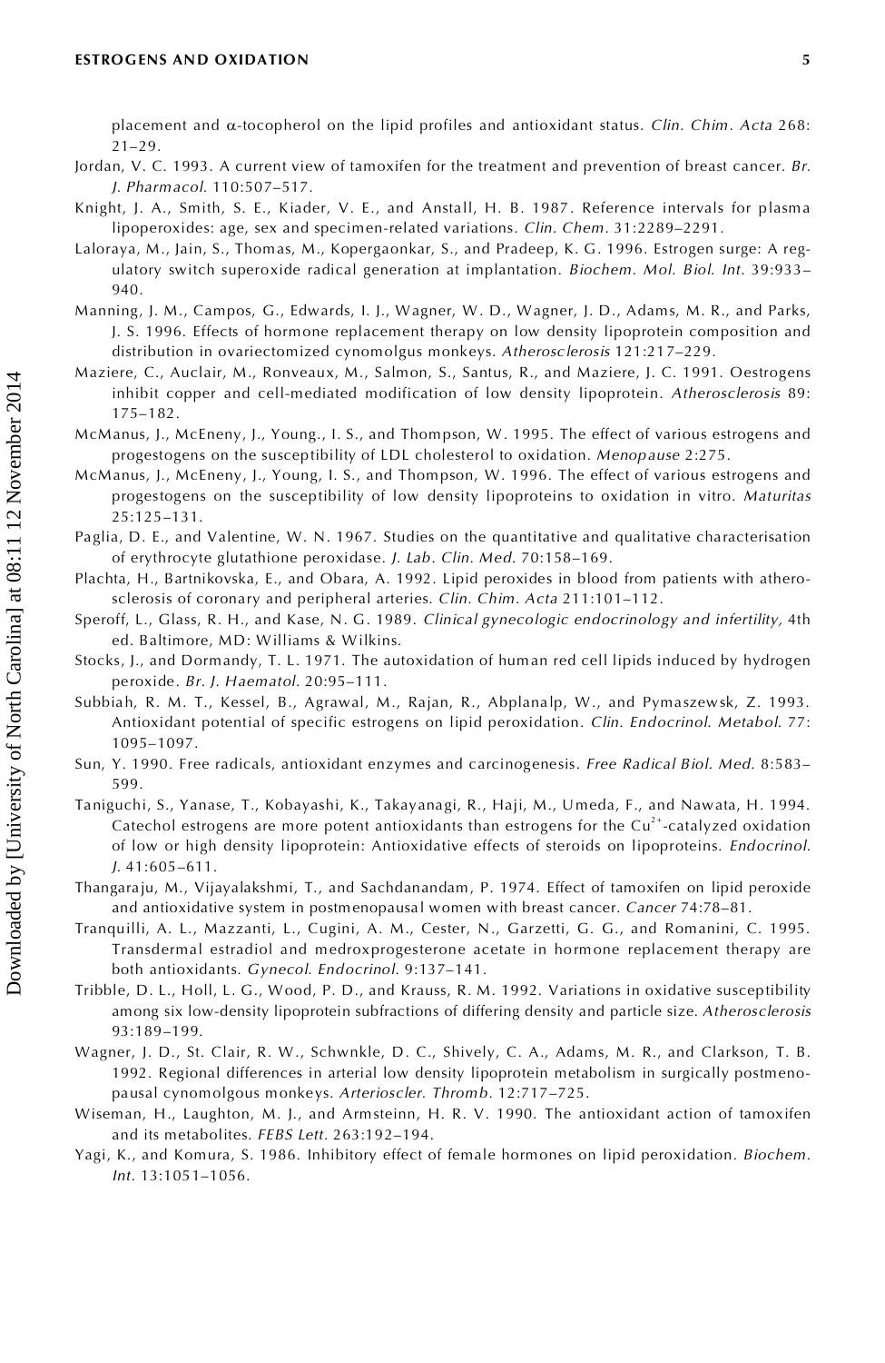placement and α-tocopherol on the lipid profiles and antioxidant status. *Clin. Chim. Acta* 268: 21–29.

Jordan, V. C. 1993. A current view of tamoxifen for the treatment and prevention of breast cancer. *Br. J. Pharmacol.* 110:507–517.

Knight, J. A., Smith, S. E., Kiader, V. E., and Anstall, H. B. 1987. Reference intervals for plasma lipoperoxides: age, sex and specimen-related variations. *Clin. Chem.* 31:2289–2291.

Laloraya, M., Jain, S., Thomas, M., Kopergaonkar, S., and Pradeep, K. G. 1996. Estrogen surge: A regulatory switch superoxide radical generation at implantation. *Biochem. Mol. Biol. Int.* 39:933–940.

Manning, J. M., Campos, G., Edwards, I. J., Wagner, W. D., Wagner, J. D., Adams, M. R., and Parks, J. S. 1996. Effects of hormone replacement therapy on low density lipoprotein composition and distribution in ovariectomized cynomolgus monkeys. *Atherosclerosis* 121:217–229.

Maziere, C., Auclair, M., Ronveaux, M., Salmon, S., Santus, R., and Maziere, J. C. 1991. Oestrogens inhibit copper and cell-mediated modification of low density lipoprotein. *Atherosclerosis* 89: 175–182.

McManus, J., McEneny, J., Young., I. S., and Thompson, W. 1995. The effect of various estrogens and progestogens on the susceptibility of LDL cholesterol to oxidation. *Menopause* 2:275.

McManus, J., McEneny, J., Young, I. S., and Thompson, W. 1996. The effect of various estrogens and progestogens on the susceptibility of low density lipoproteins to oxidation in vitro. *Maturitas* 25:125–131.

Paglia, D. E., and Valentine, W. N. 1967. Studies on the quantitative and qualitative characterisation of erythrocyte glutathione peroxidase. *J. Lab. Clin. Med.* 70:158–169.

Plachta, H., Bartnikovska, E., and Obara, A. 1992. Lipid peroxides in blood from patients with atherosclerosis of coronary and peripheral arteries. *Clin. Chim. Acta* 211:101–112.

Speroff, L., Glass, R. H., and Kase, N. G. 1989. *Clinical gynecologic endocrinology and infertility,* 4th ed. Baltimore, MD: Williams & Wilkins.

Stocks, J., and Dormandy, T. L. 1971. The autoxidation of human red cell lipids induced by hydrogen peroxide. *Br. J. Haematol.* 20:95–111.

Subbiah, R. M. T., Kessel, B., Agrawal, M., Rajan, R., Abplanalp, W., and Pymaszewsk, Z. 1993. Antioxidant potential of specific estrogens on lipid peroxidation. *Clin. Endocrinol. Metabol.* 77: 1095–1097.

Sun, Y. 1990. Free radicals, antioxidant enzymes and carcinogenesis. *Free Radical Biol. Med.* 8:583–599.

Taniguchi, S., Yanase, T., Kobayashi, K., Takayanagi, R., Haji, M., Umeda, F., and Nawata, H. 1994. Catechol estrogens are more potent antioxidants than estrogens for the $Cu^{2+}$-catalyzed oxidation of low or high density lipoprotein: Antioxidative effects of steroids on lipoproteins. *Endocrinol. J.* 41:605–611.

Thangaraju, M., Vijayalakshmi, T., and Sachdanandam, P. 1974. Effect of tamoxifen on lipid peroxide and antioxidative system in postmenopausal women with breast cancer. *Cancer* 74:78–81.

Tranquilli, A. L., Mazzanti, L., Cugini, A. M., Cester, N., Garzetti, G. G., and Romanini, C. 1995. Transdermal estradiol and medroxprogesterone acetate in hormone replacement therapy are both antioxidants. *Gynecol. Endocrinol.* 9:137–141.

Tribble, D. L., Holl, L. G., Wood, P. D., and Krauss, R. M. 1992. Variations in oxidative susceptibility among six low-density lipoprotein subfractions of differing density and particle size. *Atherosclerosis* 93:189–199.

Wagner, J. D., St. Clair, R. W., Schwnkle, D. C., Shively, C. A., Adams, M. R., and Clarkson, T. B. 1992. Regional differences in arterial low density lipoprotein metabolism in surgically postmenopausal cynomolgous monkeys. *Arterioscler. Thromb.* 12:717–725.

Wiseman, H., Laughton, M. J., and Armsteinn, H. R. V. 1990. The antioxidant action of tamoxifen and its metabolites. *FEBS Lett.* 263:192–194.

Yagi, K., and Komura, S. 1986. Inhibitory effect of female hormones on lipid peroxidation. *Biochem. Int.* 13:1051–1056.